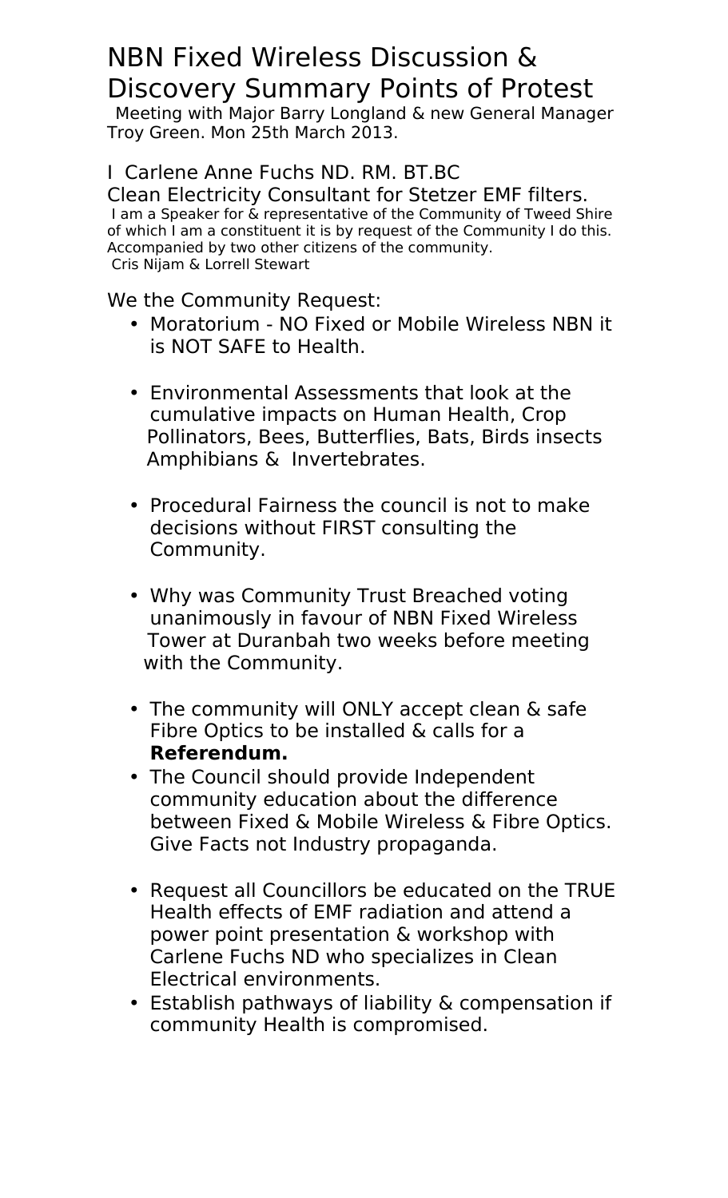# NBN Fixed Wireless Discussion & Discovery Summary Points of Protest

Meeting with Major Barry Longland & new General Manager Troy Green. Mon 25th March 2013.

I Carlene Anne Fuchs ND. RM. BT.BC
Clean Electricity Consultant for Stetzer EMF filters.

I am a Speaker for & representative of the Community of Tweed Shire of which I am a constituent it is by request of the Community I do this. Accompanied by two other citizens of the community.
Cris Nijam & Lorrell Stewart

We the Community Request:

- Moratorium - NO Fixed or Mobile Wireless NBN it is NOT SAFE to Health.
- Environmental Assessments that look at the cumulative impacts on Human Health, Crop Pollinators, Bees, Butterflies, Bats, Birds insects Amphibians & Invertebrates.
- Procedural Fairness the council is not to make decisions without FIRST consulting the Community.
- Why was Community Trust Breached voting unanimously in favour of NBN Fixed Wireless Tower at Duranbah two weeks before meeting with the Community.
- The community will ONLY accept clean & safe Fibre Optics to be installed & calls for a **Referendum.**
- The Council should provide Independent community education about the difference between Fixed & Mobile Wireless & Fibre Optics. Give Facts not Industry propaganda.
- Request all Councillors be educated on the TRUE Health effects of EMF radiation and attend a power point presentation & workshop with Carlene Fuchs ND who specializes in Clean Electrical environments.
- Establish pathways of liability & compensation if community Health is compromised.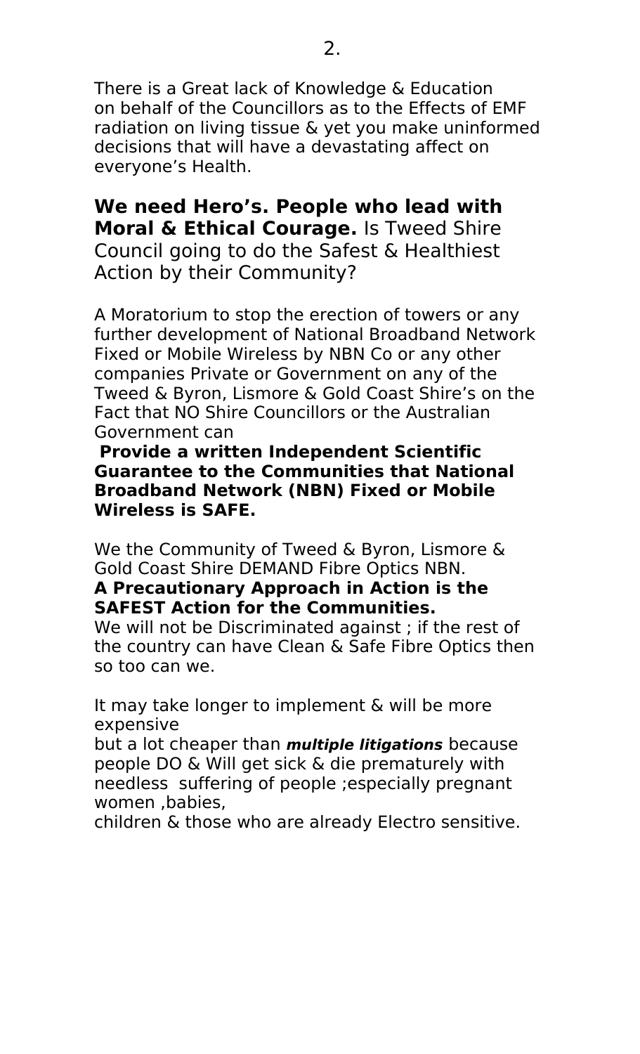There is a Great lack of Knowledge & Education on behalf of the Councillors as to the Effects of EMF radiation on living tissue & yet you make uninformed decisions that will have a devastating affect on everyone's Health.

**We need Hero's. People who lead with Moral & Ethical Courage.** Is Tweed Shire Council going to do the Safest & Healthiest Action by their Community?

A Moratorium to stop the erection of towers or any further development of National Broadband Network Fixed or Mobile Wireless by NBN Co or any other companies Private or Government on any of the Tweed & Byron, Lismore & Gold Coast Shire's on the Fact that NO Shire Councillors or the Australian Government can

**Provide a written Independent Scientific Guarantee to the Communities that National Broadband Network (NBN) Fixed or Mobile Wireless is SAFE.**

We the Community of Tweed & Byron, Lismore & Gold Coast Shire DEMAND Fibre Optics NBN.
**A Precautionary Approach in Action is the SAFEST Action for the Communities.**
We will not be Discriminated against ; if the rest of the country can have Clean & Safe Fibre Optics then so too can we.

It may take longer to implement & will be more expensive
but a lot cheaper than ***multiple litigations*** because people DO & Will get sick & die prematurely with needless suffering of people ;especially pregnant women ,babies,
children & those who are already Electro sensitive.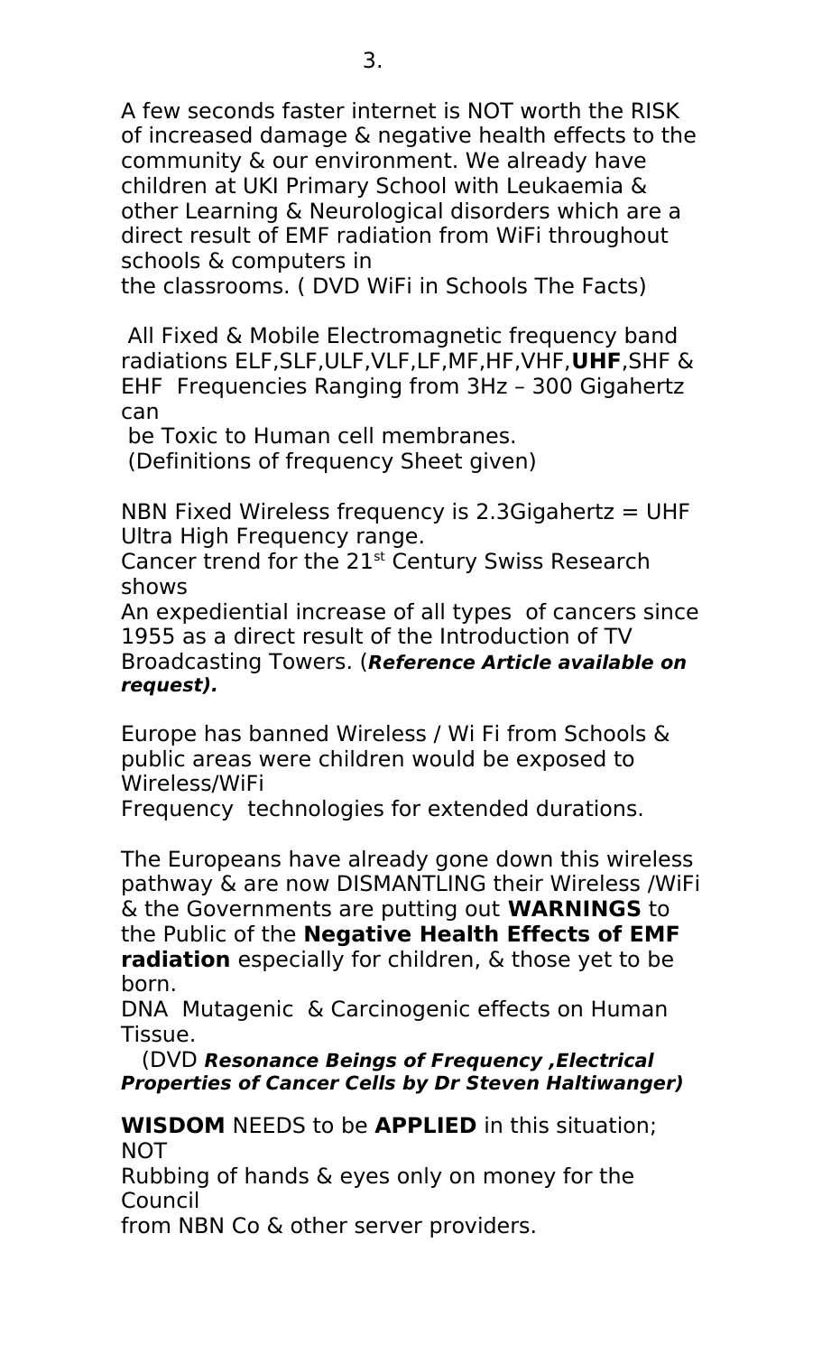A few seconds faster internet is NOT worth the RISK of increased damage & negative health effects to the community & our environment. We already have children at UKI Primary School with Leukaemia & other Learning & Neurological disorders which are a direct result of EMF radiation from WiFi throughout schools & computers in
the classrooms. ( DVD WiFi in Schools The Facts)

All Fixed & Mobile Electromagnetic frequency band radiations ELF,SLF,ULF,VLF,LF,MF,HF,VHF,**UHF**,SHF & EHF Frequencies Ranging from 3Hz – 300 Gigahertz can
be Toxic to Human cell membranes.
(Definitions of frequency Sheet given)

NBN Fixed Wireless frequency is 2.3Gigahertz = UHF Ultra High Frequency range.
Cancer trend for the 21st Century Swiss Research shows
An expediential increase of all types of cancers since 1955 as a direct result of the Introduction of TV Broadcasting Towers. (***Reference Article available on request).***

Europe has banned Wireless / Wi Fi from Schools & public areas were children would be exposed to Wireless/WiFi
Frequency technologies for extended durations.

The Europeans have already gone down this wireless pathway & are now DISMANTLING their Wireless /WiFi & the Governments are putting out **WARNINGS** to the Public of the **Negative Health Effects of EMF radiation** especially for children, & those yet to be born.
DNA Mutagenic & Carcinogenic effects on Human Tissue.
(DVD ***Resonance Beings of Frequency ,Electrical Properties of Cancer Cells by Dr Steven Haltiwanger)***

**WISDOM** NEEDS to be **APPLIED** in this situation; NOT
Rubbing of hands & eyes only on money for the Council
from NBN Co & other server providers.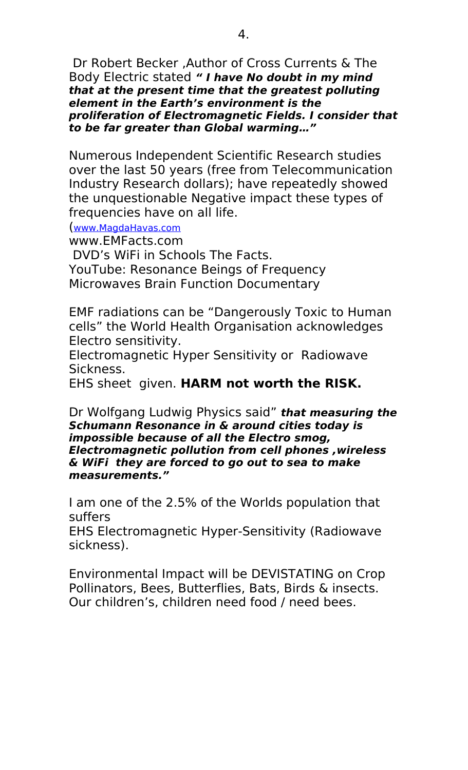Dr Robert Becker ,Author of Cross Currents & The Body Electric stated ***" I have No doubt in my mind that at the present time that the greatest polluting element in the Earth's environment is the proliferation of Electromagnetic Fields. I consider that to be far greater than Global warming…"***

Numerous Independent Scientific Research studies over the last 50 years (free from Telecommunication Industry Research dollars); have repeatedly showed the unquestionable Negative impact these types of frequencies have on all life.

(www.MagdaHavas.com
www.EMFacts.com
DVD's WiFi in Schools The Facts.
YouTube: Resonance Beings of Frequency
Microwaves Brain Function Documentary

EMF radiations can be "Dangerously Toxic to Human cells" the World Health Organisation acknowledges Electro sensitivity.
Electromagnetic Hyper Sensitivity or Radiowave Sickness.
EHS sheet given. **HARM not worth the RISK.**

Dr Wolfgang Ludwig Physics said" ***that measuring the Schumann Resonance in & around cities today is impossible because of all the Electro smog, Electromagnetic pollution from cell phones ,wireless & WiFi they are forced to go out to sea to make measurements."***

I am one of the 2.5% of the Worlds population that suffers
EHS Electromagnetic Hyper-Sensitivity (Radiowave sickness).

Environmental Impact will be DEVISTATING on Crop Pollinators, Bees, Butterflies, Bats, Birds & insects. Our children's, children need food / need bees.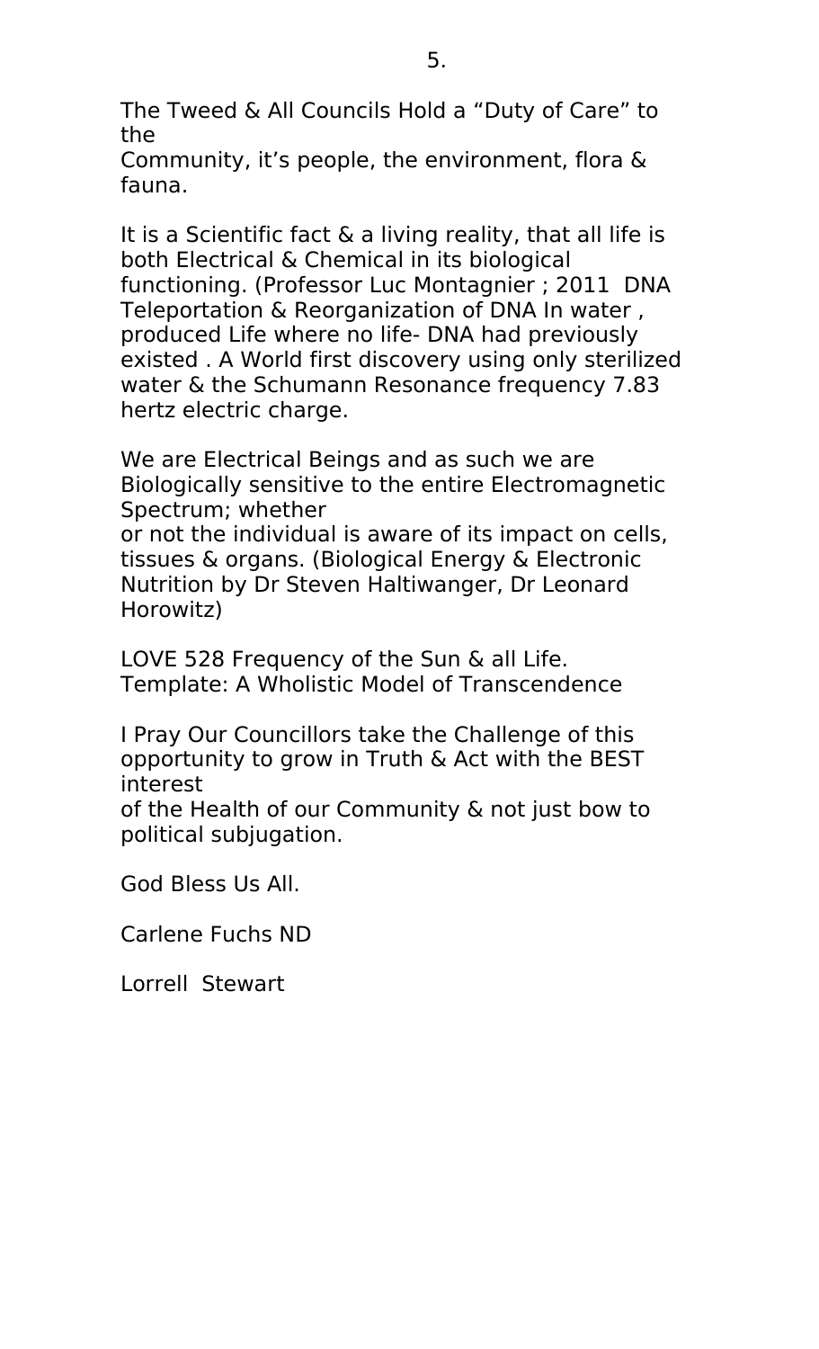The Tweed & All Councils Hold a "Duty of Care" to the Community, it's people, the environment, flora & fauna.

It is a Scientific fact & a living reality, that all life is both Electrical & Chemical in its biological functioning. (Professor Luc Montagnier ; 2011 DNA Teleportation & Reorganization of DNA In water , produced Life where no life- DNA had previously existed . A World first discovery using only sterilized water & the Schumann Resonance frequency 7.83 hertz electric charge.

We are Electrical Beings and as such we are Biologically sensitive to the entire Electromagnetic Spectrum; whether or not the individual is aware of its impact on cells, tissues & organs. (Biological Energy & Electronic Nutrition by Dr Steven Haltiwanger, Dr Leonard Horowitz)

LOVE 528 Frequency of the Sun & all Life.
Template: A Wholistic Model of Transcendence

I Pray Our Councillors take the Challenge of this opportunity to grow in Truth & Act with the BEST interest of the Health of our Community & not just bow to political subjugation.

God Bless Us All.

Carlene Fuchs ND

Lorrell Stewart